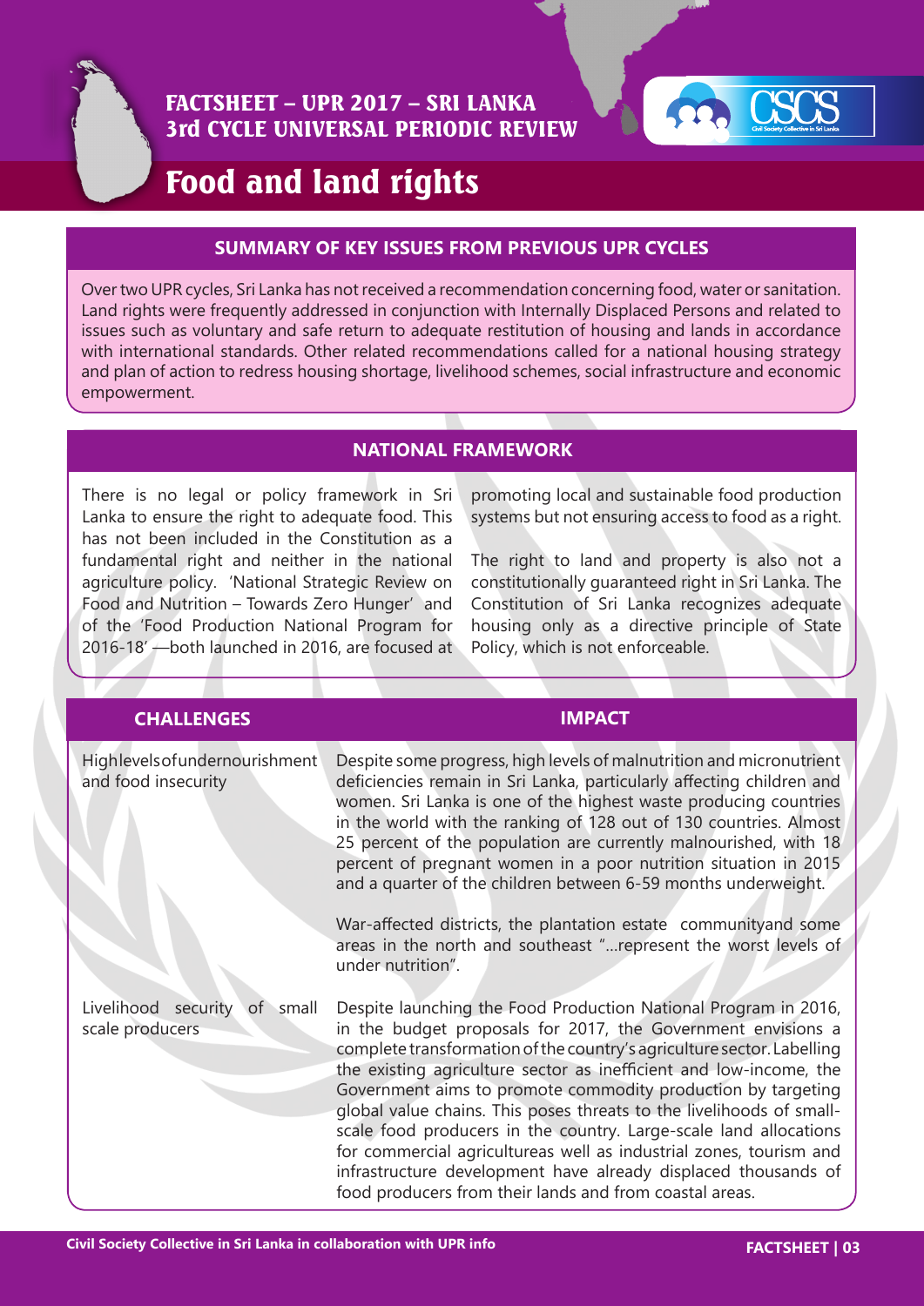# FACTSHEET – UPR 2017 – SRI LANKA
## 3rd CYCLE UNIVERSAL PERIODIC REVIEW

# Food and land rights

## SUMMARY OF KEY ISSUES FROM PREVIOUS UPR CYCLES

Over two UPR cycles, Sri Lanka has not received a recommendation concerning food, water or sanitation. Land rights were frequently addressed in conjunction with Internally Displaced Persons and related to issues such as voluntary and safe return to adequate restitution of housing and lands in accordance with international standards. Other related recommendations called for a national housing strategy and plan of action to redress housing shortage, livelihood schemes, social infrastructure and economic empowerment.

## NATIONAL FRAMEWORK

There is no legal or policy framework in Sri Lanka to ensure the right to adequate food. This has not been included in the Constitution as a fundamental right and neither in the national agriculture policy. 'National Strategic Review on Food and Nutrition – Towards Zero Hunger' and of the 'Food Production National Program for 2016-18' —both launched in 2016, are focused at promoting local and sustainable food production systems but not ensuring access to food as a right.

The right to land and property is also not a constitutionally guaranteed right in Sri Lanka. The Constitution of Sri Lanka recognizes adequate housing only as a directive principle of State Policy, which is not enforceable.

| CHALLENGES | IMPACT |
| --- | --- |
| High levels of undernourishment and food insecurity | Despite some progress, high levels of malnutrition and micronutrient deficiencies remain in Sri Lanka, particularly affecting children and women. Sri Lanka is one of the highest waste producing countries in the world with the ranking of 128 out of 130 countries. Almost 25 percent of the population are currently malnourished, with 18 percent of pregnant women in a poor nutrition situation in 2015 and a quarter of the children between 6-59 months underweight.<br><br>War-affected districts, the plantation estate communityand some areas in the north and southeast "...represent the worst levels of under nutrition". |
| Livelihood security of small scale producers | Despite launching the Food Production National Program in 2016, in the budget proposals for 2017, the Government envisions a complete transformation of the country's agriculture sector. Labelling the existing agriculture sector as inefficient and low-income, the Government aims to promote commodity production by targeting global value chains. This poses threats to the livelihoods of small-scale food producers in the country. Large-scale land allocations for commercial agricultureas well as industrial zones, tourism and infrastructure development have already displaced thousands of food producers from their lands and from coastal areas. |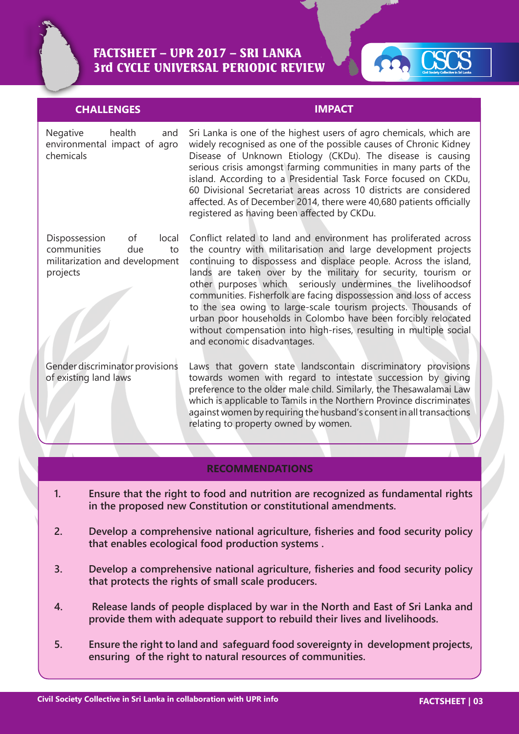# FACTSHEET – UPR 2017 – SRI LANKA
## 3rd CYCLE UNIVERSAL PERIODIC REVIEW

| CHALLENGES | IMPACT |
| --- | --- |
| Negative health and environmental impact of agro chemicals | Sri Lanka is one of the highest users of agro chemicals, which are widely recognised as one of the possible causes of Chronic Kidney Disease of Unknown Etiology (CKDu). The disease is causing serious crisis amongst farming communities in many parts of the island. According to a Presidential Task Force focused on CKDu, 60 Divisional Secretariat areas across 10 districts are considered affected. As of December 2014, there were 40,680 patients officially registered as having been affected by CKDu. |
| Dispossession of local communities due to militarization and development projects | Conflict related to land and environment has proliferated across the country with militarisation and large development projects continuing to dispossess and displace people. Across the island, lands are taken over by the military for security, tourism or other purposes which seriously undermines the livelihoodsof communities. Fisherfolk are facing dispossession and loss of access to the sea owing to large-scale tourism projects. Thousands of urban poor households in Colombo have been forcibly relocated without compensation into high-rises, resulting in multiple social and economic disadvantages. |
| Gender discriminator provisions of existing land laws | Laws that govern state landscontain discriminatory provisions towards women with regard to intestate succession by giving preference to the older male child. Similarly, the Thesawalamai Law which is applicable to Tamils in the Northern Province discriminates against women by requiring the husband's consent in all transactions relating to property owned by women. |

## RECOMMENDATIONS

1. **Ensure that the right to food and nutrition are recognized as fundamental rights in the proposed new Constitution or constitutional amendments.**
2. **Develop a comprehensive national agriculture, fisheries and food security policy that enables ecological food production systems .**
3. **Develop a comprehensive national agriculture, fisheries and food security policy that protects the rights of small scale producers.**
4. **Release lands of people displaced by war in the North and East of Sri Lanka and provide them with adequate support to rebuild their lives and livelihoods.**
5. **Ensure the right to land and safeguard food sovereignty in development projects, ensuring of the right to natural resources of communities.**

**Civil Society Collective in Sri Lanka in collaboration with UPR info**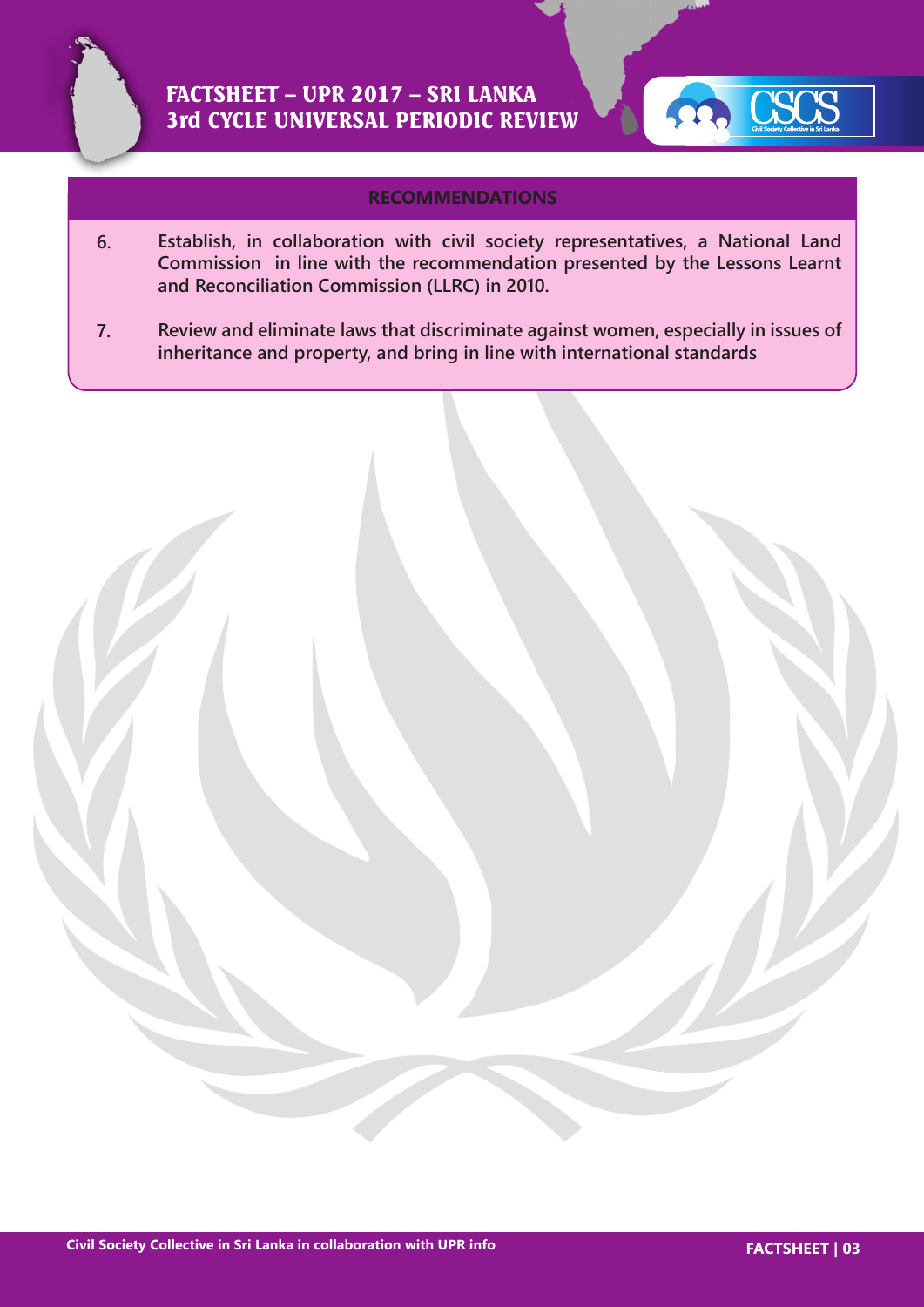## RECOMMENDATIONS

6. Establish, in collaboration with civil society representatives, a National Land Commission in line with the recommendation presented by the Lessons Learnt and Reconciliation Commission (LLRC) in 2010.

7. Review and eliminate laws that discriminate against women, especially in issues of inheritance and property, and bring in line with international standards